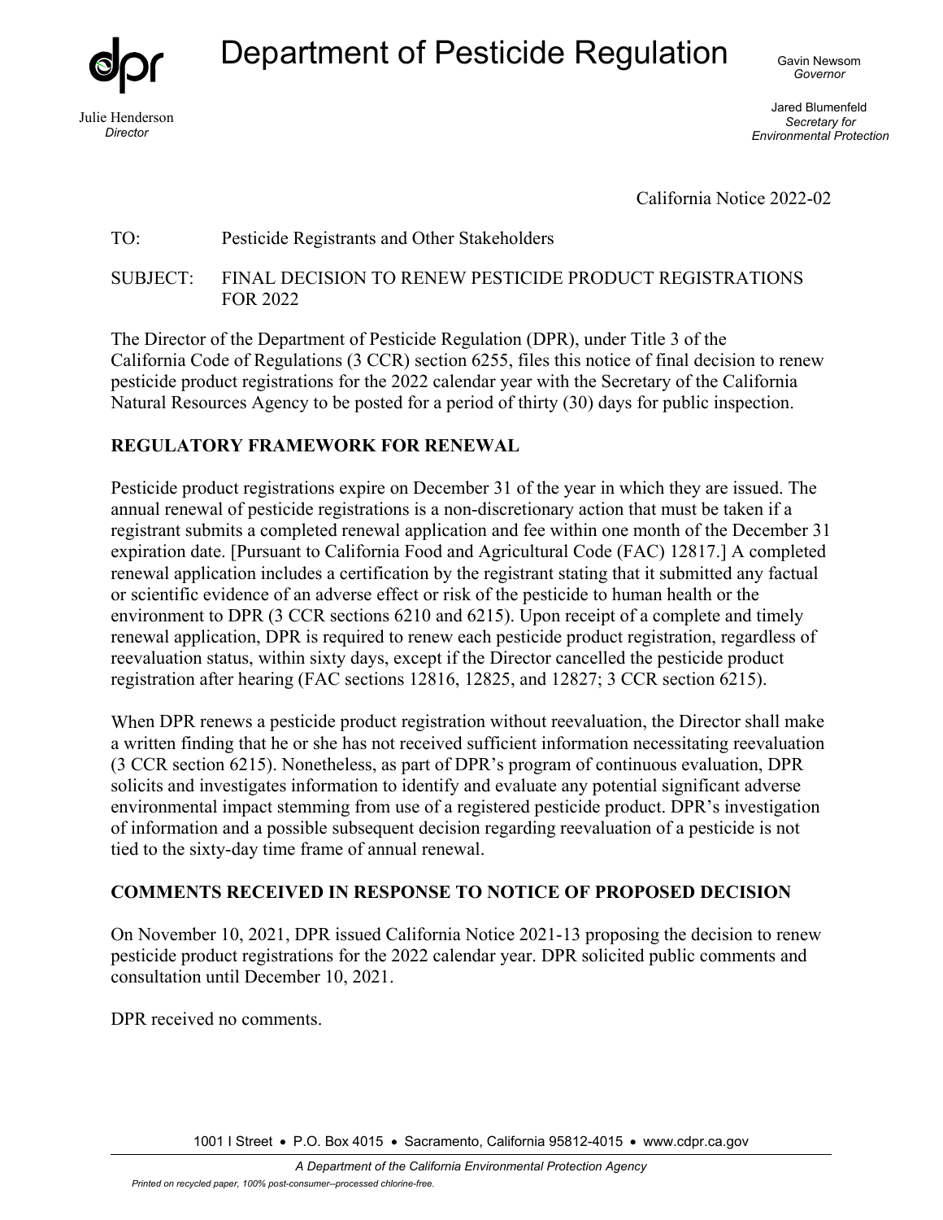# Department of Pesticide Regulation

Julie Henderson
*Director*

Gavin Newsom
*Governor*

Jared Blumenfeld
*Secretary for Environmental Protection*

California Notice 2022-02

TO: Pesticide Registrants and Other Stakeholders

SUBJECT: FINAL DECISION TO RENEW PESTICIDE PRODUCT REGISTRATIONS FOR 2022

The Director of the Department of Pesticide Regulation (DPR), under Title 3 of the California Code of Regulations (3 CCR) section 6255, files this notice of final decision to renew pesticide product registrations for the 2022 calendar year with the Secretary of the California Natural Resources Agency to be posted for a period of thirty (30) days for public inspection.

## REGULATORY FRAMEWORK FOR RENEWAL

Pesticide product registrations expire on December 31 of the year in which they are issued. The annual renewal of pesticide registrations is a non-discretionary action that must be taken if a registrant submits a completed renewal application and fee within one month of the December 31 expiration date. [Pursuant to California Food and Agricultural Code (FAC) 12817.] A completed renewal application includes a certification by the registrant stating that it submitted any factual or scientific evidence of an adverse effect or risk of the pesticide to human health or the environment to DPR (3 CCR sections 6210 and 6215). Upon receipt of a complete and timely renewal application, DPR is required to renew each pesticide product registration, regardless of reevaluation status, within sixty days, except if the Director cancelled the pesticide product registration after hearing (FAC sections 12816, 12825, and 12827; 3 CCR section 6215).

When DPR renews a pesticide product registration without reevaluation, the Director shall make a written finding that he or she has not received sufficient information necessitating reevaluation (3 CCR section 6215). Nonetheless, as part of DPR's program of continuous evaluation, DPR solicits and investigates information to identify and evaluate any potential significant adverse environmental impact stemming from use of a registered pesticide product. DPR's investigation of information and a possible subsequent decision regarding reevaluation of a pesticide is not tied to the sixty-day time frame of annual renewal.

## COMMENTS RECEIVED IN RESPONSE TO NOTICE OF PROPOSED DECISION

On November 10, 2021, DPR issued California Notice 2021-13 proposing the decision to renew pesticide product registrations for the 2022 calendar year. DPR solicited public comments and consultation until December 10, 2021.

DPR received no comments.

1001 I Street • P.O. Box 4015 • Sacramento, California 95812-4015 • www.cdpr.ca.gov

*A Department of the California Environmental Protection Agency*

*Printed on recycled paper, 100% post-consumer--processed chlorine-free.*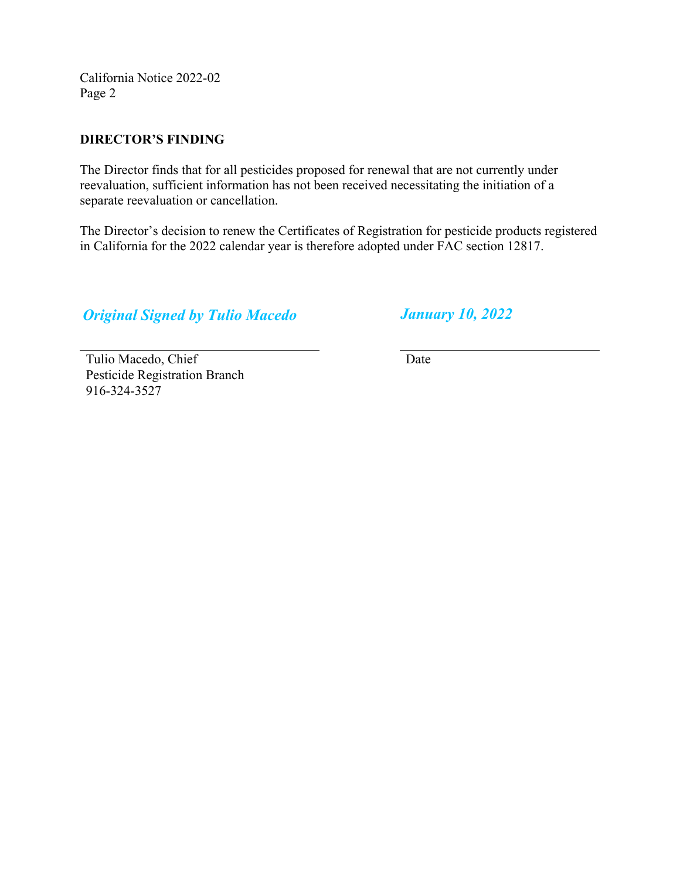## DIRECTOR'S FINDING

The Director finds that for all pesticides proposed for renewal that are not currently under reevaluation, sufficient information has not been received necessitating the initiation of a separate reevaluation or cancellation.

The Director's decision to renew the Certificates of Registration for pesticide products registered in California for the 2022 calendar year is therefore adopted under FAC section 12817.

***Original Signed by Tulio Macedo***

Tulio Macedo, Chief
Pesticide Registration Branch
916-324-3527

***January 10, 2022***

Date